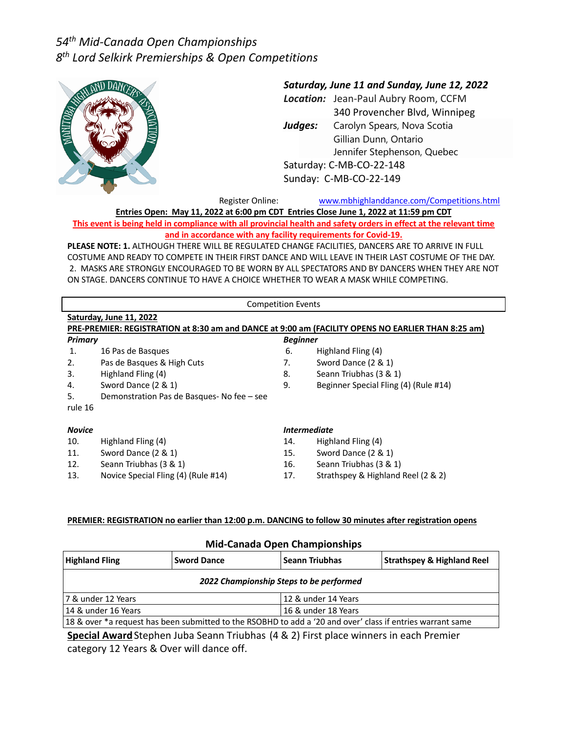# 54th Mid-Canada Open Championships
# 8th Lord Selkirk Premierships & Open Competitions

***Saturday, June 11 and Sunday, June 12, 2022***

***Location:*** Jean-Paul Aubry Room, CCFM
340 Provencher Blvd, Winnipeg

***Judges:*** Carolyn Spears, Nova Scotia
Gillian Dunn, Ontario
Jennifer Stephenson, Quebec

Saturday: C-MB-CO-22-148
Sunday: C-MB-CO-22-149

Register Online: www.mbhighlanddance.com/Competitions.html

**Entries Open: May 11, 2022 at 6:00 pm CDT Entries Close June 1, 2022 at 11:59 pm CDT**

**This event is being held in compliance with all provincial health and safety orders in effect at the relevant time and in accordance with any facility requirements for Covid-19.**

**PLEASE NOTE: 1.** ALTHOUGH THERE WILL BE REGULATED CHANGE FACILITIES, DANCERS ARE TO ARRIVE IN FULL COSTUME AND READY TO COMPETE IN THEIR FIRST DANCE AND WILL LEAVE IN THEIR LAST COSTUME OF THE DAY.
2. MASKS ARE STRONGLY ENCOURAGED TO BE WORN BY ALL SPECTATORS AND BY DANCERS WHEN THEY ARE NOT ON STAGE. DANCERS CONTINUE TO HAVE A CHOICE WHETHER TO WEAR A MASK WHILE COMPETING.

## Competition Events

**Saturday, June 11, 2022**

**PRE-PREMIER: REGISTRATION at 8:30 am and DANCE at 9:00 am (FACILITY OPENS NO EARLIER THAN 8:25 am)**

***Primary***

1. 16 Pas de Basques
2. Pas de Basques & High Cuts
3. Highland Fling (4)
4. Sword Dance (2 & 1)
5. Demonstration Pas de Basques- No fee – see rule 16

***Beginner***

6. Highland Fling (4)
7. Sword Dance (2 & 1)
8. Seann Triubhas (3 & 1)
9. Beginner Special Fling (4) (Rule #14)

***Novice***

10. Highland Fling (4)
11. Sword Dance (2 & 1)
12. Seann Triubhas (3 & 1)
13. Novice Special Fling (4) (Rule #14)

***Intermediate***

14. Highland Fling (4)
15. Sword Dance (2 & 1)
16. Seann Triubhas (3 & 1)
17. Strathspey & Highland Reel (2 & 2)

**PREMIER: REGISTRATION no earlier than 12:00 p.m. DANCING to follow 30 minutes after registration opens**

### Mid-Canada Open Championships

| **Highland Fling** | **Sword Dance** | **Seann Triubhas** | **Strathspey & Highland Reel** |
|---|---|---|---|
| *2022 Championship Steps to be performed* | | | |
| 7 & under 12 Years | | 12 & under 14 Years | |
| 14 & under 16 Years | | 16 & under 18 Years | |
| 18 & over *a request has been submitted to the RSOBHD to add a '20 and over' class if entries warrant same | | | |

**Special Award** Stephen Juba Seann Triubhas (4 & 2) First place winners in each Premier category 12 Years & Over will dance off.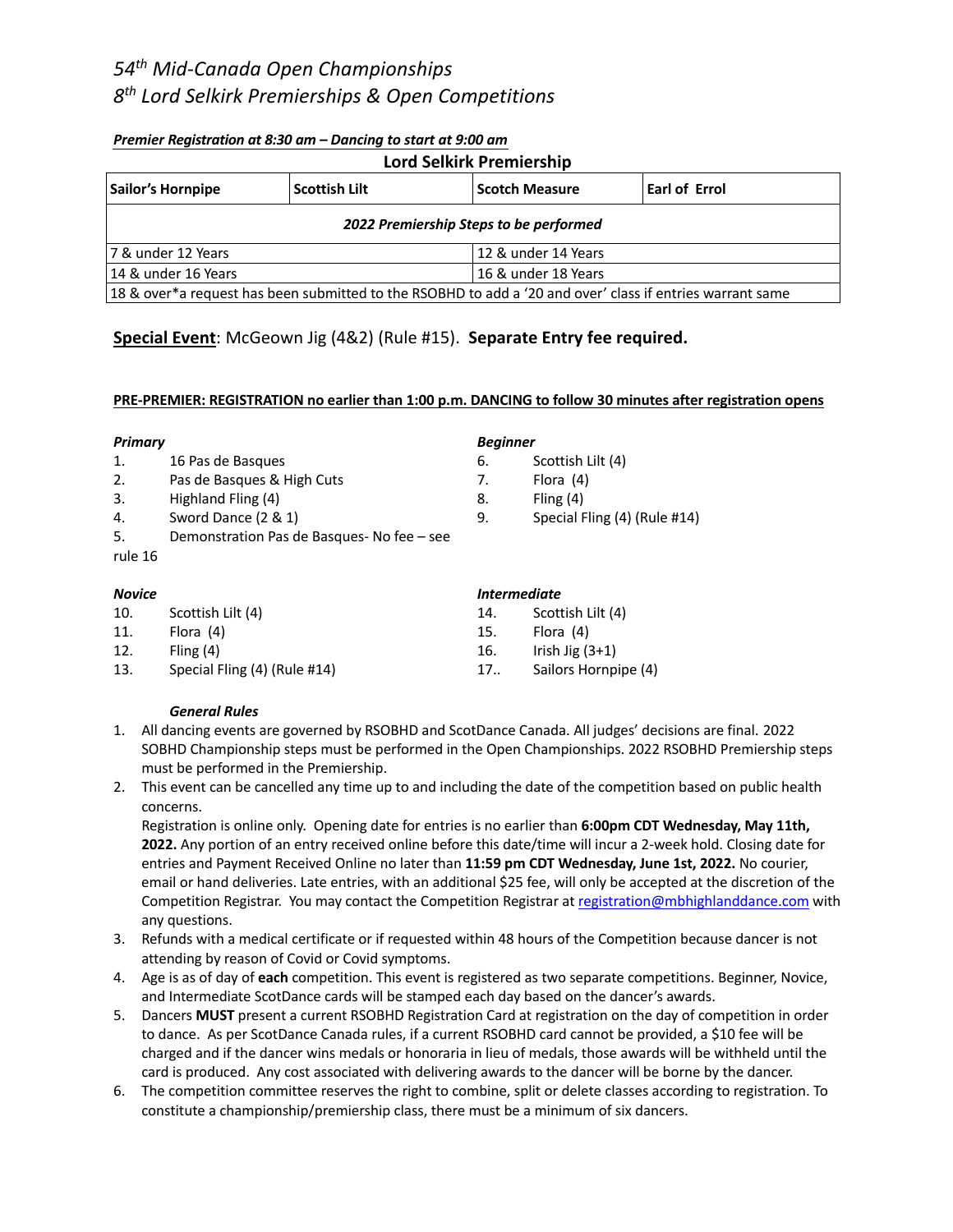# *54th Mid-Canada Open Championships*
# *8th Lord Selkirk Premierships & Open Competitions*

***Premier Registration at 8:30 am – Dancing to start at 9:00 am***

**Lord Selkirk Premiership**

| **Sailor's Hornpipe** | **Scottish Lilt** | **Scotch Measure** | **Earl of Errol** |
|---|---|---|---|
| ***2022 Premiership Steps to be performed*** | | | |
| 7 & under 12 Years | | 12 & under 14 Years | |
| 14 & under 16 Years | | 16 & under 18 Years | |
| 18 & over*a request has been submitted to the RSOBHD to add a '20 and over' class if entries warrant same | | | |

**Special Event**: McGeown Jig (4&2) (Rule #15). **Separate Entry fee required.**

**PRE-PREMIER: REGISTRATION no earlier than 1:00 p.m. DANCING to follow 30 minutes after registration opens**

***Primary***

1. 16 Pas de Basques
2. Pas de Basques & High Cuts
3. Highland Fling (4)
4. Sword Dance (2 & 1)
5. Demonstration Pas de Basques- No fee – see rule 16

***Beginner***

6. Scottish Lilt (4)
7. Flora (4)
8. Fling (4)
9. Special Fling (4) (Rule #14)

***Novice***

10. Scottish Lilt (4)
11. Flora (4)
12. Fling (4)
13. Special Fling (4) (Rule #14)

***Intermediate***

14. Scottish Lilt (4)
15. Flora (4)
16. Irish Jig (3+1)
17.. Sailors Hornpipe (4)

***General Rules***

1. All dancing events are governed by RSOBHD and ScotDance Canada. All judges' decisions are final. 2022 SOBHD Championship steps must be performed in the Open Championships. 2022 RSOBHD Premiership steps must be performed in the Premiership.
2. This event can be cancelled any time up to and including the date of the competition based on public health concerns.
   Registration is online only. Opening date for entries is no earlier than **6:00pm CDT Wednesday, May 11th, 2022.** Any portion of an entry received online before this date/time will incur a 2-week hold. Closing date for entries and Payment Received Online no later than **11:59 pm CDT Wednesday, June 1st, 2022.** No courier, email or hand deliveries. Late entries, with an additional $25 fee, will only be accepted at the discretion of the Competition Registrar. You may contact the Competition Registrar at registration@mbhighlanddance.com with any questions.
3. Refunds with a medical certificate or if requested within 48 hours of the Competition because dancer is not attending by reason of Covid or Covid symptoms.
4. Age is as of day of **each** competition. This event is registered as two separate competitions. Beginner, Novice, and Intermediate ScotDance cards will be stamped each day based on the dancer's awards.
5. Dancers **MUST** present a current RSOBHD Registration Card at registration on the day of competition in order to dance. As per ScotDance Canada rules, if a current RSOBHD card cannot be provided, a $10 fee will be charged and if the dancer wins medals or honoraria in lieu of medals, those awards will be withheld until the card is produced. Any cost associated with delivering awards to the dancer will be borne by the dancer.
6. The competition committee reserves the right to combine, split or delete classes according to registration. To constitute a championship/premiership class, there must be a minimum of six dancers.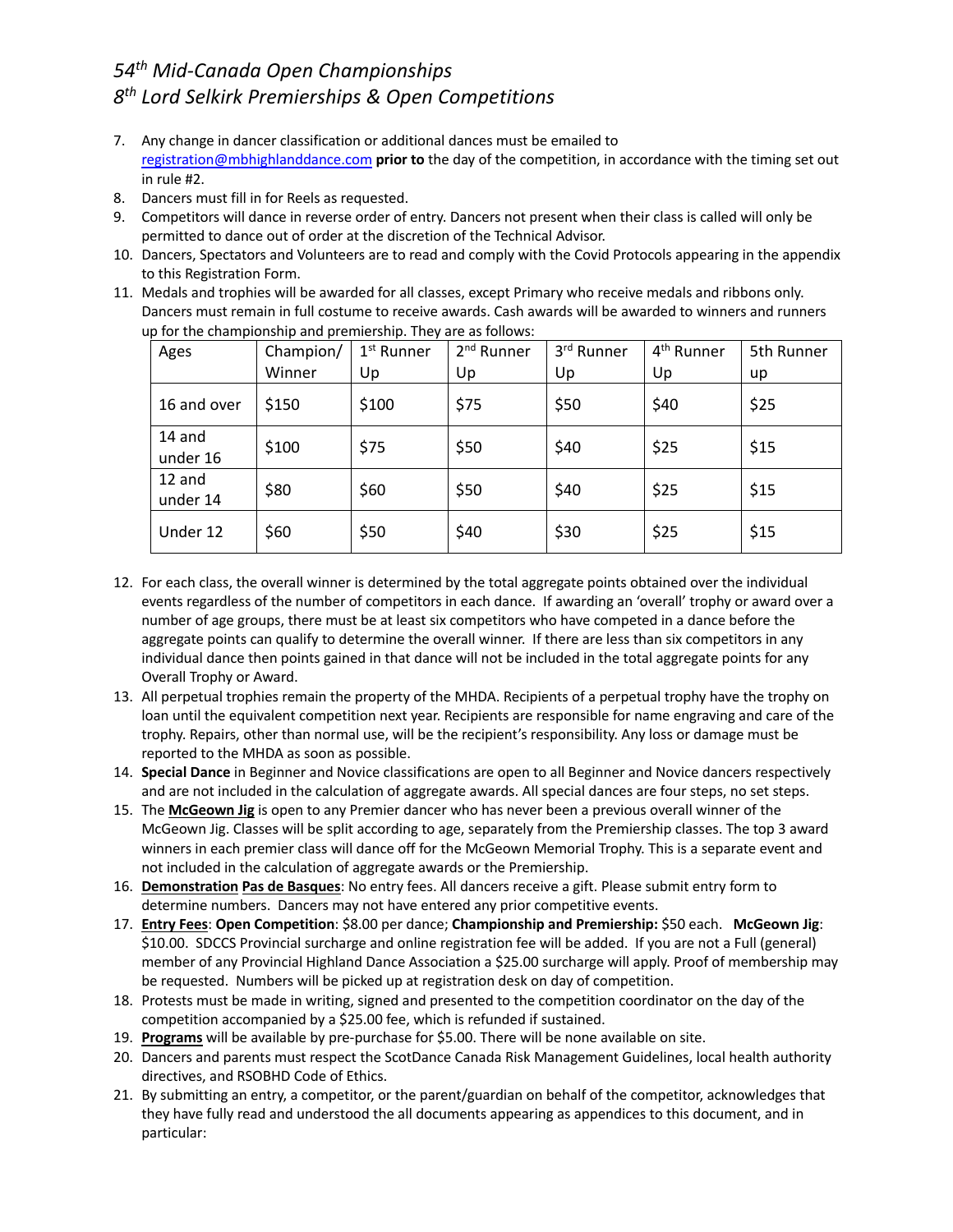*54th Mid-Canada Open Championships*
*8th Lord Selkirk Premierships & Open Competitions*

7. Any change in dancer classification or additional dances must be emailed to registration@mbhighlanddance.com **prior to** the day of the competition, in accordance with the timing set out in rule #2.
8. Dancers must fill in for Reels as requested.
9. Competitors will dance in reverse order of entry. Dancers not present when their class is called will only be permitted to dance out of order at the discretion of the Technical Advisor.
10. Dancers, Spectators and Volunteers are to read and comply with the Covid Protocols appearing in the appendix to this Registration Form.
11. Medals and trophies will be awarded for all classes, except Primary who receive medals and ribbons only. Dancers must remain in full costume to receive awards. Cash awards will be awarded to winners and runners up for the championship and premiership. They are as follows:

| Ages | Champion/ Winner | 1st Runner Up | 2nd Runner Up | 3rd Runner Up | 4th Runner Up | 5th Runner up |
|---|---|---|---|---|---|---|
| 16 and over | $150 | $100 | $75 | $50 | $40 | $25 |
| 14 and under 16 | $100 | $75 | $50 | $40 | $25 | $15 |
| 12 and under 14 | $80 | $60 | $50 | $40 | $25 | $15 |
| Under 12 | $60 | $50 | $40 | $30 | $25 | $15 |

12. For each class, the overall winner is determined by the total aggregate points obtained over the individual events regardless of the number of competitors in each dance. If awarding an 'overall' trophy or award over a number of age groups, there must be at least six competitors who have competed in a dance before the aggregate points can qualify to determine the overall winner. If there are less than six competitors in any individual dance then points gained in that dance will not be included in the total aggregate points for any Overall Trophy or Award.
13. All perpetual trophies remain the property of the MHDA. Recipients of a perpetual trophy have the trophy on loan until the equivalent competition next year. Recipients are responsible for name engraving and care of the trophy. Repairs, other than normal use, will be the recipient's responsibility. Any loss or damage must be reported to the MHDA as soon as possible.
14. **Special Dance** in Beginner and Novice classifications are open to all Beginner and Novice dancers respectively and are not included in the calculation of aggregate awards. All special dances are four steps, no set steps.
15. The **McGeown Jig** is open to any Premier dancer who has never been a previous overall winner of the McGeown Jig. Classes will be split according to age, separately from the Premiership classes. The top 3 award winners in each premier class will dance off for the McGeown Memorial Trophy. This is a separate event and not included in the calculation of aggregate awards or the Premiership.
16. **Demonstration Pas de Basques**: No entry fees. All dancers receive a gift. Please submit entry form to determine numbers. Dancers may not have entered any prior competitive events.
17. **Entry Fees**: **Open Competition**: $8.00 per dance; **Championship and Premiership:** $50 each. **McGeown Jig**: $10.00. SDCCS Provincial surcharge and online registration fee will be added. If you are not a Full (general) member of any Provincial Highland Dance Association a $25.00 surcharge will apply. Proof of membership may be requested. Numbers will be picked up at registration desk on day of competition.
18. Protests must be made in writing, signed and presented to the competition coordinator on the day of the competition accompanied by a $25.00 fee, which is refunded if sustained.
19. **Programs** will be available by pre-purchase for $5.00. There will be none available on site.
20. Dancers and parents must respect the ScotDance Canada Risk Management Guidelines, local health authority directives, and RSOBHD Code of Ethics.
21. By submitting an entry, a competitor, or the parent/guardian on behalf of the competitor, acknowledges that they have fully read and understood the all documents appearing as appendices to this document, and in particular: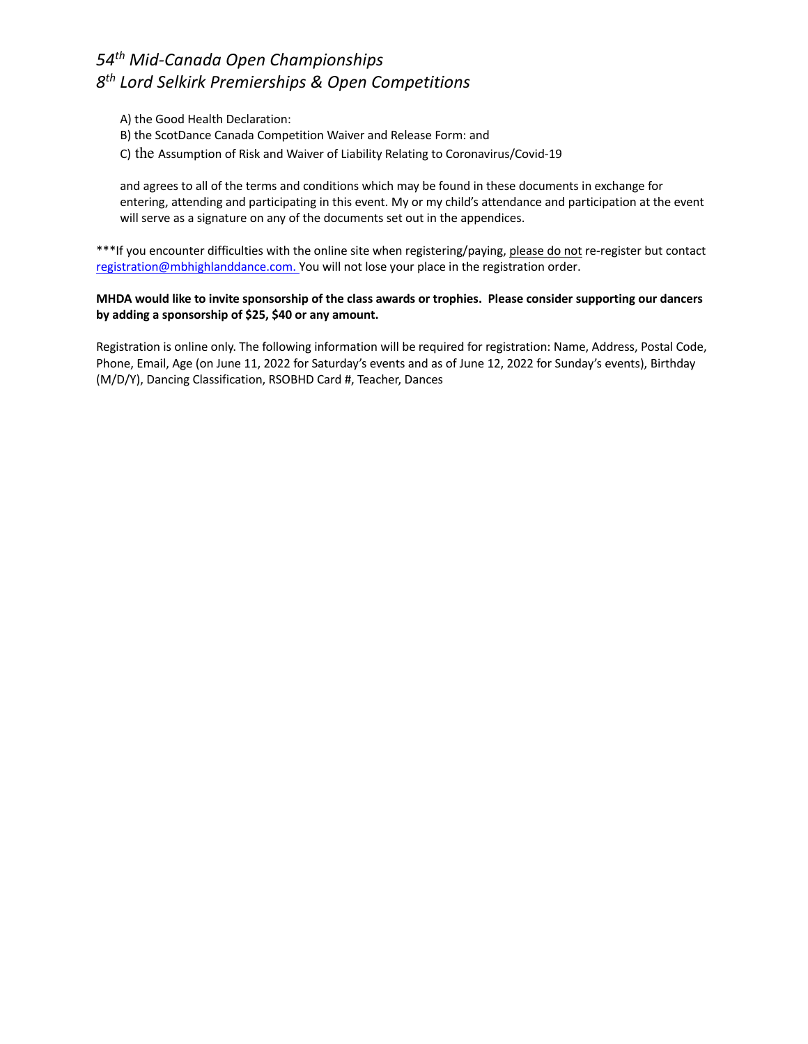A) the Good Health Declaration:

B) the ScotDance Canada Competition Waiver and Release Form: and

C) the Assumption of Risk and Waiver of Liability Relating to Coronavirus/Covid-19

and agrees to all of the terms and conditions which may be found in these documents in exchange for entering, attending and participating in this event. My or my child's attendance and participation at the event will serve as a signature on any of the documents set out in the appendices.

***If you encounter difficulties with the online site when registering/paying, please do not re-register but contact registration@mbhighlanddance.com. You will not lose your place in the registration order.

**MHDA would like to invite sponsorship of the class awards or trophies. Please consider supporting our dancers by adding a sponsorship of $25, $40 or any amount.**

Registration is online only. The following information will be required for registration: Name, Address, Postal Code, Phone, Email, Age (on June 11, 2022 for Saturday's events and as of June 12, 2022 for Sunday's events), Birthday (M/D/Y), Dancing Classification, RSOBHD Card #, Teacher, Dances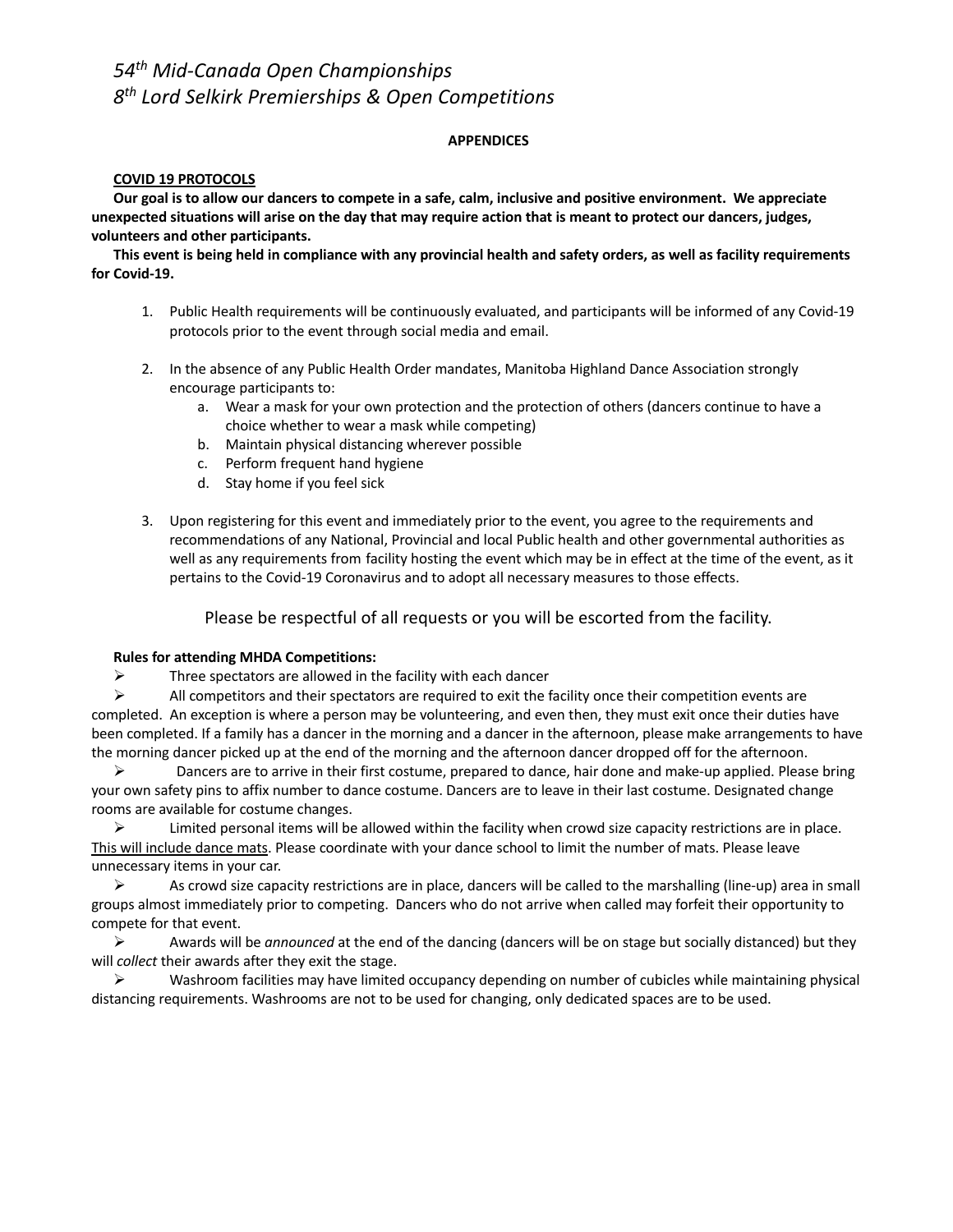*54th Mid-Canada Open Championships*
*8th Lord Selkirk Premierships & Open Competitions*

**APPENDICES**

**COVID 19 PROTOCOLS**

**Our goal is to allow our dancers to compete in a safe, calm, inclusive and positive environment. We appreciate unexpected situations will arise on the day that may require action that is meant to protect our dancers, judges, volunteers and other participants.**

**This event is being held in compliance with any provincial health and safety orders, as well as facility requirements for Covid-19.**

1. Public Health requirements will be continuously evaluated, and participants will be informed of any Covid-19 protocols prior to the event through social media and email.
2. In the absence of any Public Health Order mandates, Manitoba Highland Dance Association strongly encourage participants to:
   a. Wear a mask for your own protection and the protection of others (dancers continue to have a choice whether to wear a mask while competing)
   b. Maintain physical distancing wherever possible
   c. Perform frequent hand hygiene
   d. Stay home if you feel sick
3. Upon registering for this event and immediately prior to the event, you agree to the requirements and recommendations of any National, Provincial and local Public health and other governmental authorities as well as any requirements from facility hosting the event which may be in effect at the time of the event, as it pertains to the Covid-19 Coronavirus and to adopt all necessary measures to those effects.

Please be respectful of all requests or you will be escorted from the facility.

**Rules for attending MHDA Competitions:**

- Three spectators are allowed in the facility with each dancer
- All competitors and their spectators are required to exit the facility once their competition events are completed. An exception is where a person may be volunteering, and even then, they must exit once their duties have been completed. If a family has a dancer in the morning and a dancer in the afternoon, please make arrangements to have the morning dancer picked up at the end of the morning and the afternoon dancer dropped off for the afternoon.
- Dancers are to arrive in their first costume, prepared to dance, hair done and make-up applied. Please bring your own safety pins to affix number to dance costume. Dancers are to leave in their last costume. Designated change rooms are available for costume changes.
- Limited personal items will be allowed within the facility when crowd size capacity restrictions are in place. <u>This will include dance mats</u>. Please coordinate with your dance school to limit the number of mats. Please leave unnecessary items in your car.
- As crowd size capacity restrictions are in place, dancers will be called to the marshalling (line-up) area in small groups almost immediately prior to competing. Dancers who do not arrive when called may forfeit their opportunity to compete for that event.
- Awards will be *announced* at the end of the dancing (dancers will be on stage but socially distanced) but they will *collect* their awards after they exit the stage.
- Washroom facilities may have limited occupancy depending on number of cubicles while maintaining physical distancing requirements. Washrooms are not to be used for changing, only dedicated spaces are to be used.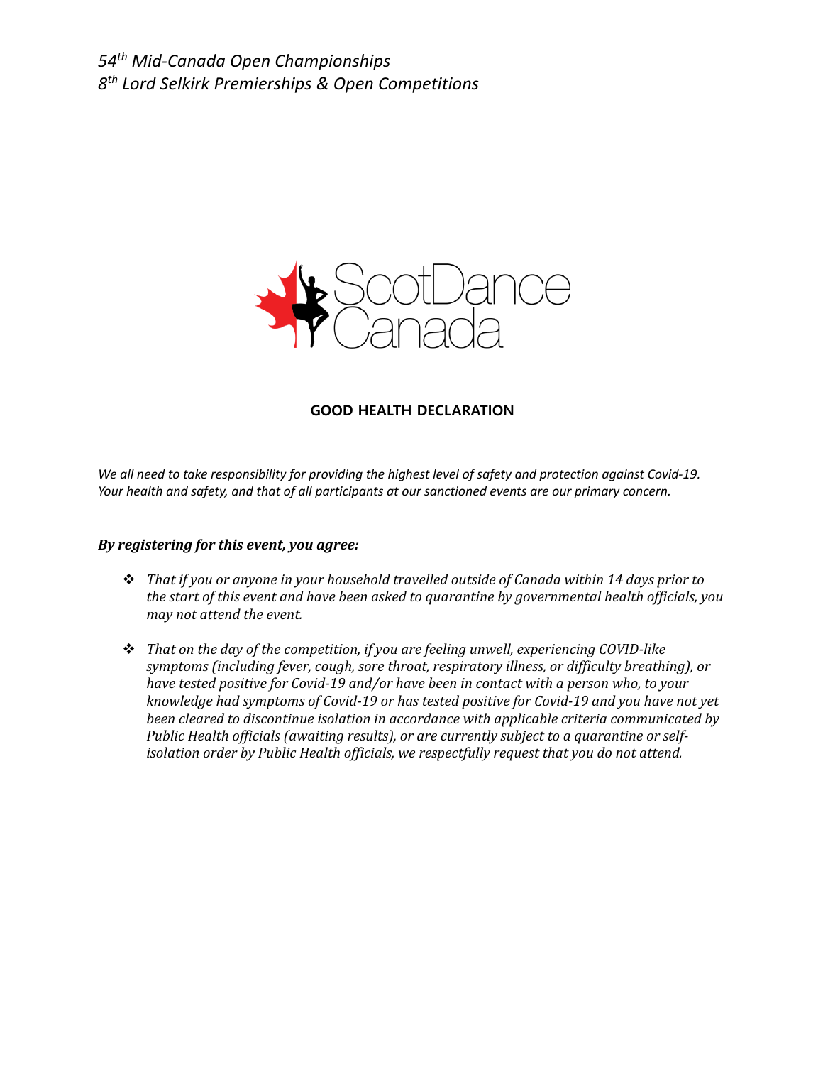*54th Mid-Canada Open Championships*
*8th Lord Selkirk Premierships & Open Competitions*

ScotDance Canada

## GOOD HEALTH DECLARATION

*We all need to take responsibility for providing the highest level of safety and protection against Covid-19. Your health and safety, and that of all participants at our sanctioned events are our primary concern.*

***By registering for this event, you agree:***

- *That if you or anyone in your household travelled outside of Canada within 14 days prior to the start of this event and have been asked to quarantine by governmental health officials, you may not attend the event.*
- *That on the day of the competition, if you are feeling unwell, experiencing COVID-like symptoms (including fever, cough, sore throat, respiratory illness, or difficulty breathing), or have tested positive for Covid-19 and/or have been in contact with a person who, to your knowledge had symptoms of Covid-19 or has tested positive for Covid-19 and you have not yet been cleared to discontinue isolation in accordance with applicable criteria communicated by Public Health officials (awaiting results), or are currently subject to a quarantine or self-isolation order by Public Health officials, we respectfully request that you do not attend.*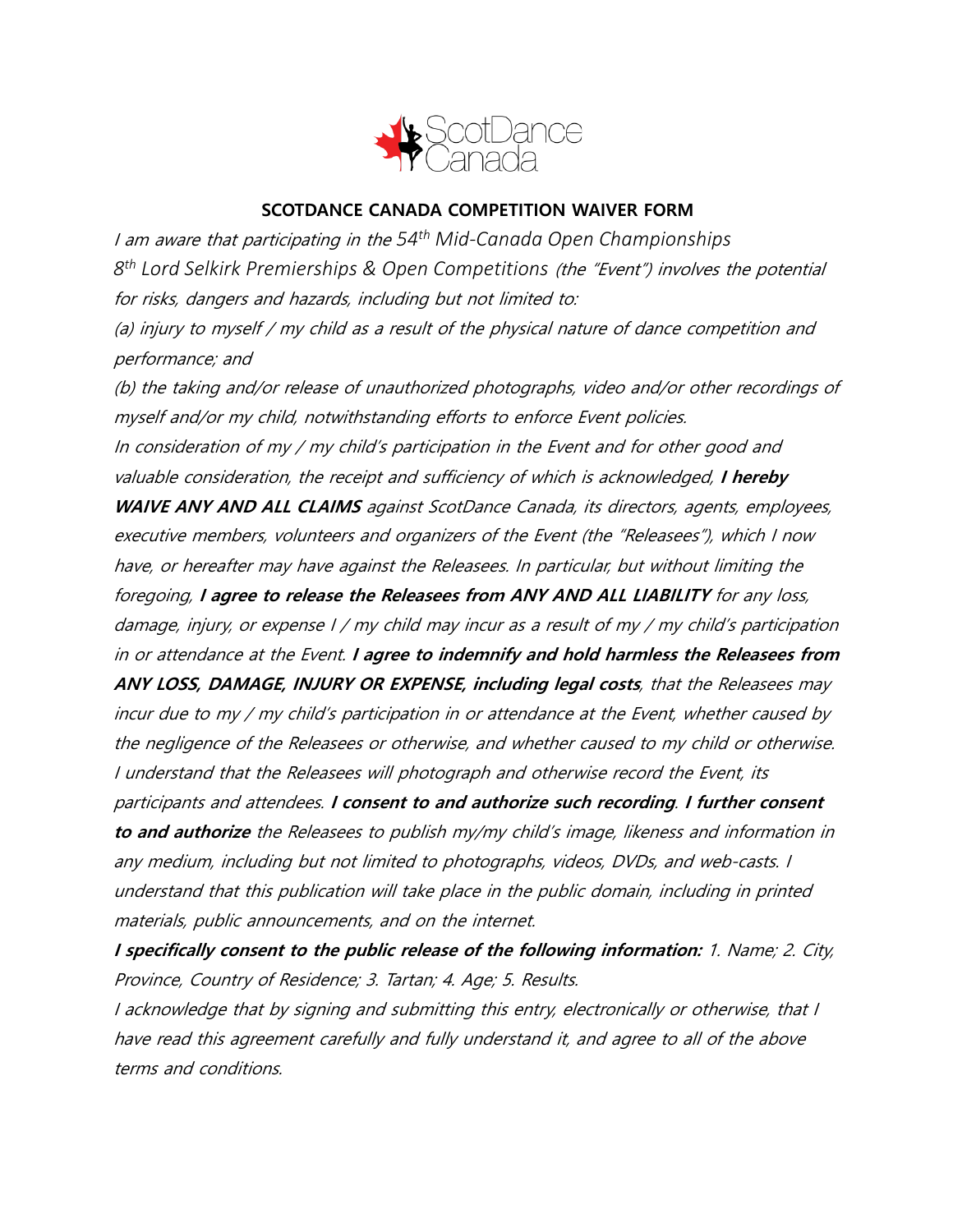## SCOTDANCE CANADA COMPETITION WAIVER FORM

*I am aware that participating in the 54th Mid-Canada Open Championships 8th Lord Selkirk Premierships & Open Competitions (the "Event") involves the potential for risks, dangers and hazards, including but not limited to:*

*(a) injury to myself / my child as a result of the physical nature of dance competition and performance; and*

*(b) the taking and/or release of unauthorized photographs, video and/or other recordings of myself and/or my child, notwithstanding efforts to enforce Event policies.*

*In consideration of my / my child's participation in the Event and for other good and valuable consideration, the receipt and sufficiency of which is acknowledged,* ***I hereby WAIVE ANY AND ALL CLAIMS*** *against ScotDance Canada, its directors, agents, employees, executive members, volunteers and organizers of the Event (the "Releasees"), which I now have, or hereafter may have against the Releasees. In particular, but without limiting the foregoing,* ***I agree to release the Releasees from ANY AND ALL LIABILITY*** *for any loss, damage, injury, or expense I / my child may incur as a result of my / my child's participation in or attendance at the Event.* ***I agree to indemnify and hold harmless the Releasees from ANY LOSS, DAMAGE, INJURY OR EXPENSE, including legal costs****, that the Releasees may incur due to my / my child's participation in or attendance at the Event, whether caused by the negligence of the Releasees or otherwise, and whether caused to my child or otherwise. I understand that the Releasees will photograph and otherwise record the Event, its participants and attendees.* ***I consent to and authorize such recording****.* ***I further consent to and authorize*** *the Releasees to publish my/my child's image, likeness and information in any medium, including but not limited to photographs, videos, DVDs, and web-casts. I understand that this publication will take place in the public domain, including in printed materials, public announcements, and on the internet.*

***I specifically consent to the public release of the following information:*** *1. Name; 2. City, Province, Country of Residence; 3. Tartan; 4. Age; 5. Results.*

*I acknowledge that by signing and submitting this entry, electronically or otherwise, that I have read this agreement carefully and fully understand it, and agree to all of the above terms and conditions.*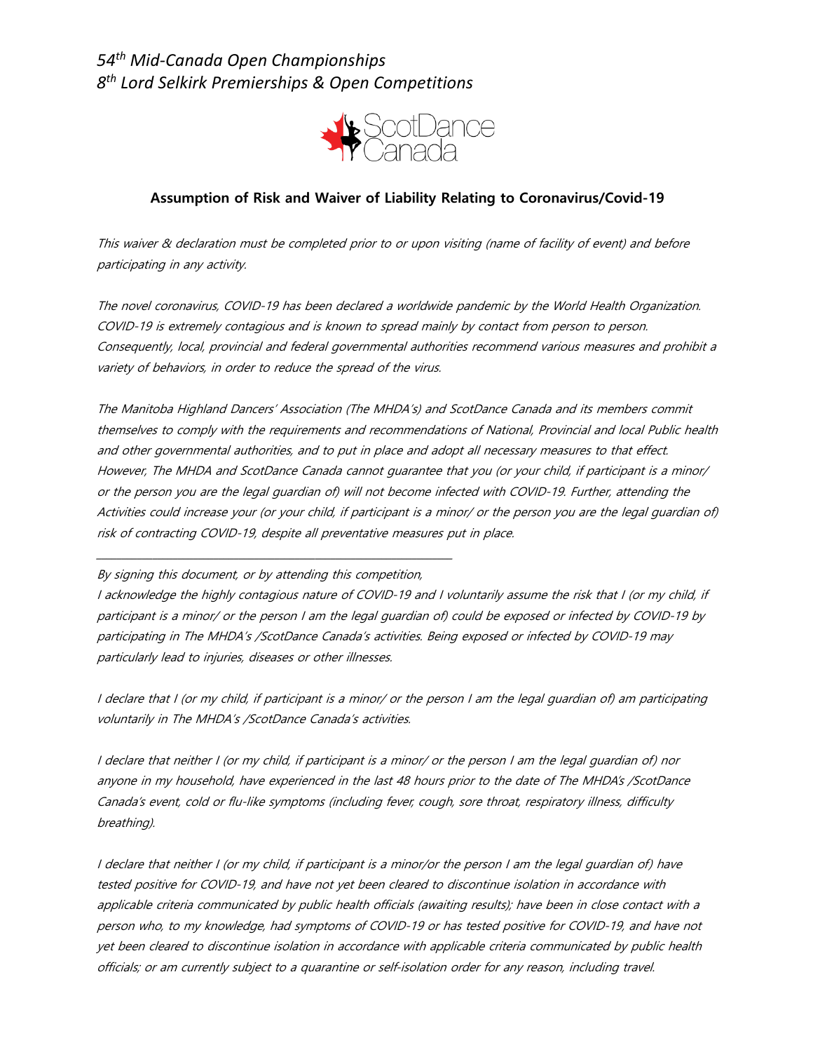*54th Mid-Canada Open Championships*
*8th Lord Selkirk Premierships & Open Competitions*

ScotDance Canada

**Assumption of Risk and Waiver of Liability Relating to Coronavirus/Covid-19**

*This waiver & declaration must be completed prior to or upon visiting (name of facility of event) and before participating in any activity.*

*The novel coronavirus, COVID-19 has been declared a worldwide pandemic by the World Health Organization. COVID-19 is extremely contagious and is known to spread mainly by contact from person to person. Consequently, local, provincial and federal governmental authorities recommend various measures and prohibit a variety of behaviors, in order to reduce the spread of the virus.*

*The Manitoba Highland Dancers' Association (The MHDA's) and ScotDance Canada and its members commit themselves to comply with the requirements and recommendations of National, Provincial and local Public health and other governmental authorities, and to put in place and adopt all necessary measures to that effect. However, The MHDA and ScotDance Canada cannot guarantee that you (or your child, if participant is a minor/ or the person you are the legal guardian of) will not become infected with COVID-19. Further, attending the Activities could increase your (or your child, if participant is a minor/ or the person you are the legal guardian of) risk of contracting COVID-19, despite all preventative measures put in place.*

---

*By signing this document, or by attending this competition,*

*I acknowledge the highly contagious nature of COVID-19 and I voluntarily assume the risk that I (or my child, if participant is a minor/ or the person I am the legal guardian of) could be exposed or infected by COVID-19 by participating in The MHDA's /ScotDance Canada's activities. Being exposed or infected by COVID-19 may particularly lead to injuries, diseases or other illnesses.*

*I declare that I (or my child, if participant is a minor/ or the person I am the legal guardian of) am participating voluntarily in The MHDA's /ScotDance Canada's activities.*

*I declare that neither I (or my child, if participant is a minor/ or the person I am the legal guardian of) nor anyone in my household, have experienced in the last 48 hours prior to the date of The MHDA's /ScotDance Canada's event, cold or flu-like symptoms (including fever, cough, sore throat, respiratory illness, difficulty breathing).*

*I declare that neither I (or my child, if participant is a minor/or the person I am the legal guardian of) have tested positive for COVID-19, and have not yet been cleared to discontinue isolation in accordance with applicable criteria communicated by public health officials (awaiting results); have been in close contact with a person who, to my knowledge, had symptoms of COVID-19 or has tested positive for COVID-19, and have not yet been cleared to discontinue isolation in accordance with applicable criteria communicated by public health officials; or am currently subject to a quarantine or self-isolation order for any reason, including travel.*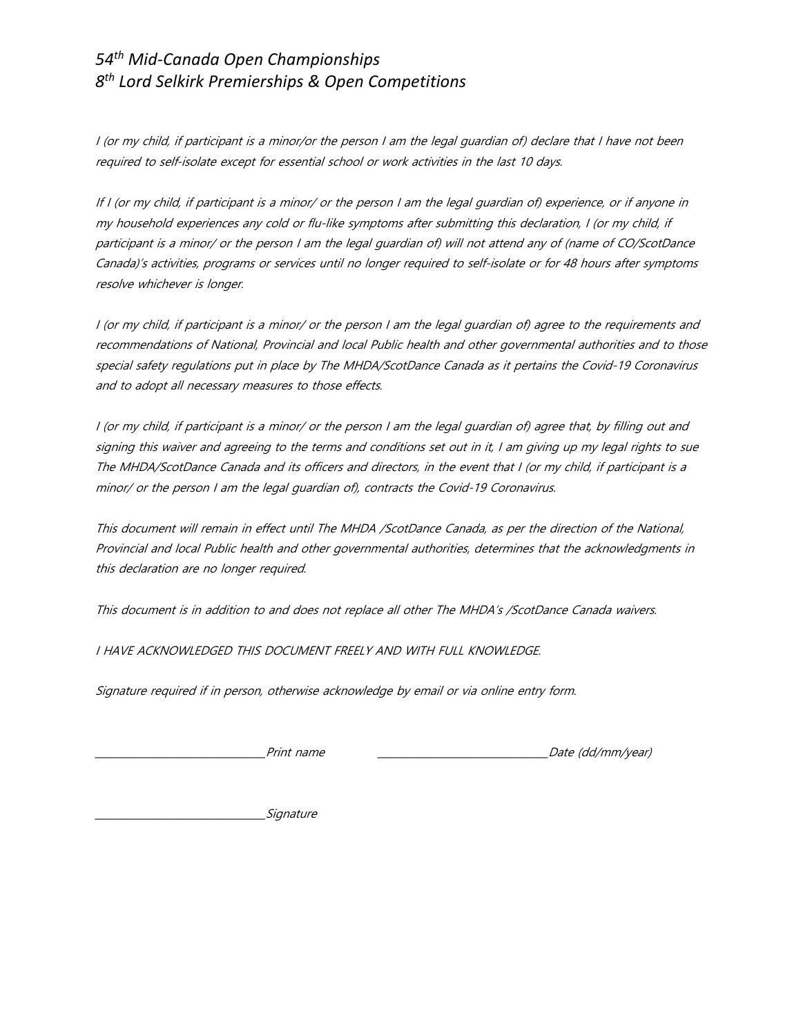*54th Mid-Canada Open Championships*
*8th Lord Selkirk Premierships & Open Competitions*

*I (or my child, if participant is a minor/or the person I am the legal guardian of) declare that I have not been required to self-isolate except for essential school or work activities in the last 10 days.*

*If I (or my child, if participant is a minor/ or the person I am the legal guardian of) experience, or if anyone in my household experiences any cold or flu-like symptoms after submitting this declaration, I (or my child, if participant is a minor/ or the person I am the legal guardian of) will not attend any of (name of CO/ScotDance Canada)'s activities, programs or services until no longer required to self-isolate or for 48 hours after symptoms resolve whichever is longer.*

*I (or my child, if participant is a minor/ or the person I am the legal guardian of) agree to the requirements and recommendations of National, Provincial and local Public health and other governmental authorities and to those special safety regulations put in place by The MHDA/ScotDance Canada as it pertains the Covid-19 Coronavirus and to adopt all necessary measures to those effects.*

*I (or my child, if participant is a minor/ or the person I am the legal guardian of) agree that, by filling out and signing this waiver and agreeing to the terms and conditions set out in it, I am giving up my legal rights to sue The MHDA/ScotDance Canada and its officers and directors, in the event that I (or my child, if participant is a minor/ or the person I am the legal guardian of), contracts the Covid-19 Coronavirus.*

*This document will remain in effect until The MHDA /ScotDance Canada, as per the direction of the National, Provincial and local Public health and other governmental authorities, determines that the acknowledgments in this declaration are no longer required.*

*This document is in addition to and does not replace all other The MHDA's /ScotDance Canada waivers.*

*I HAVE ACKNOWLEDGED THIS DOCUMENT FREELY AND WITH FULL KNOWLEDGE.*

*Signature required if in person, otherwise acknowledge by email or via online entry form.*

______________________________*Print name*                ______________________________*Date (dd/mm/year)*

______________________________*Signature*